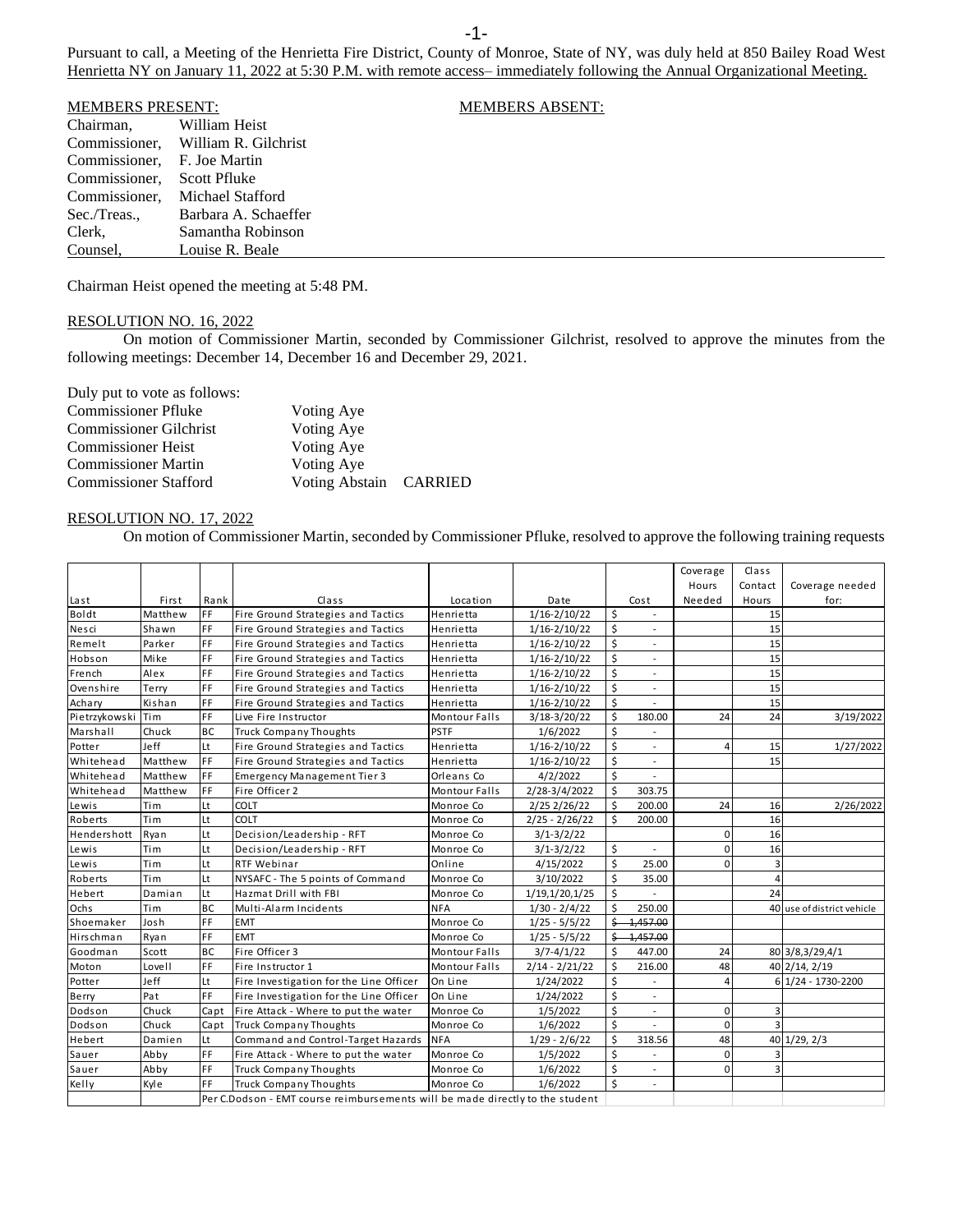Pursuant to call, a Meeting of the Henrietta Fire District, County of Monroe, State of NY, was duly held at 850 Bailey Road West Henrietta NY on January 11, 2022 at 5:30 P.M. with remote access– immediately following the Annual Organizational Meeting.

MEMBERS PRESENT:

MEMBERS ABSENT:

| | |
|---|---|
| Chairman, | William Heist |
| Commissioner, | William R. Gilchrist |
| Commissioner, | F. Joe Martin |
| Commissioner, | Scott Pfluke |
| Commissioner, | Michael Stafford |
| Sec./Treas., | Barbara A. Schaeffer |
| Clerk, | Samantha Robinson |
| Counsel, | Louise R. Beale |

Chairman Heist opened the meeting at 5:48 PM.

RESOLUTION NO. 16, 2022

On motion of Commissioner Martin, seconded by Commissioner Gilchrist, resolved to approve the minutes from the following meetings: December 14, December 16 and December 29, 2021.

Duly put to vote as follows:

| | | |
|---|---|---|
| Commissioner Pfluke | Voting Aye | |
| Commissioner Gilchrist | Voting Aye | |
| Commissioner Heist | Voting Aye | |
| Commissioner Martin | Voting Aye | |
| Commissioner Stafford | Voting Abstain | CARRIED |

RESOLUTION NO. 17, 2022

On motion of Commissioner Martin, seconded by Commissioner Pfluke, resolved to approve the following training requests

| Last | First | Rank | Class | Location | Date | Cost | Coverage Hours Needed | Class Contact Hours | Coverage needed for: |
|---|---|---|---|---|---|---|---|---|---|
| Boldt | Matthew | FF | Fire Ground Strategies and Tactics | Henrietta | 1/16-2/10/22 | $ - | | 15 | |
| Nesci | Shawn | FF | Fire Ground Strategies and Tactics | Henrietta | 1/16-2/10/22 | $ - | | 15 | |
| Remelt | Parker | FF | Fire Ground Strategies and Tactics | Henrietta | 1/16-2/10/22 | $ - | | 15 | |
| Hobson | Mike | FF | Fire Ground Strategies and Tactics | Henrietta | 1/16-2/10/22 | $ - | | 15 | |
| French | Alex | FF | Fire Ground Strategies and Tactics | Henrietta | 1/16-2/10/22 | $ - | | 15 | |
| Ovenshire | Terry | FF | Fire Ground Strategies and Tactics | Henrietta | 1/16-2/10/22 | $ - | | 15 | |
| Achary | Kishan | FF | Fire Ground Strategies and Tactics | Henrietta | 1/16-2/10/22 | $ - | | 15 | |
| Pietrzykowski | Tim | FF | Live Fire Instructor | Montour Falls | 3/18-3/20/22 | $ 180.00 | 24 | 24 | 3/19/2022 |
| Marshall | Chuck | BC | Truck Company Thoughts | PSTF | 1/6/2022 | $ - | | | |
| Potter | Jeff | Lt | Fire Ground Strategies and Tactics | Henrietta | 1/16-2/10/22 | $ - | 4 | 15 | 1/27/2022 |
| Whitehead | Matthew | FF | Fire Ground Strategies and Tactics | Henrietta | 1/16-2/10/22 | $ - | | 15 | |
| Whitehead | Matthew | FF | Emergency Management Tier 3 | Orleans Co | 4/2/2022 | $ - | | | |
| Whitehead | Matthew | FF | Fire Officer 2 | Montour Falls | 2/28-3/4/2022 | $ 303.75 | | | |
| Lewis | Tim | Lt | COLT | Monroe Co | 2/25 2/26/22 | $ 200.00 | 24 | 16 | 2/26/2022 |
| Roberts | Tim | Lt | COLT | Monroe Co | 2/25 - 2/26/22 | $ 200.00 | | 16 | |
| Hendershott | Ryan | Lt | Decision/Leadership - RFT | Monroe Co | 3/1-3/2/22 | | 0 | 16 | |
| Lewis | Tim | Lt | Decision/Leadership - RFT | Monroe Co | 3/1-3/2/22 | $ - | 0 | 16 | |
| Lewis | Tim | Lt | RTF Webinar | Online | 4/15/2022 | $ 25.00 | 0 | 3 | |
| Roberts | Tim | Lt | NYSAFC - The 5 points of Command | Monroe Co | 3/10/2022 | $ 35.00 | | 4 | |
| Hebert | Damian | Lt | Hazmat Drill with FBI | Monroe Co | 1/19,1/20,1/25 | $ - | | 24 | |
| Ochs | Tim | BC | Multi-Alarm Incidents | NFA | 1/30 - 2/4/22 | $ 250.00 | | 40 | use of district vehicle |
| Shoemaker | Josh | FF | EMT | Monroe Co | 1/25 - 5/5/22 | ~~$ 1,457.00~~ | | | |
| Hirschman | Ryan | FF | EMT | Monroe Co | 1/25 - 5/5/22 | ~~$ 1,457.00~~ | | | |
| Goodman | Scott | BC | Fire Officer 3 | Montour Falls | 3/7-4/1/22 | $ 447.00 | 24 | 80 | 3/8,3/29,4/1 |
| Moton | Lovell | FF | Fire Instructor 1 | Montour Falls | 2/14 - 2/21/22 | $ 216.00 | 48 | 40 | 2/14, 2/19 |
| Potter | Jeff | Lt | Fire Investigation for the Line Officer | On Line | 1/24/2022 | $ - | 4 | 6 | 1/24 - 1730-2200 |
| Berry | Pat | FF | Fire Investigation for the Line Officer | On Line | 1/24/2022 | $ - | | | |
| Dodson | Chuck | Capt | Fire Attack - Where to put the water | Monroe Co | 1/5/2022 | $ - | 0 | 3 | |
| Dodson | Chuck | Capt | Truck Company Thoughts | Monroe Co | 1/6/2022 | $ - | 0 | 3 | |
| Hebert | Damien | Lt | Command and Control-Target Hazards | NFA | 1/29 - 2/6/22 | $ 318.56 | 48 | 40 | 1/29, 2/3 |
| Sauer | Abby | FF | Fire Attack - Where to put the water | Monroe Co | 1/5/2022 | $ - | 0 | 3 | |
| Sauer | Abby | FF | Truck Company Thoughts | Monroe Co | 1/6/2022 | $ - | 0 | 3 | |
| Kelly | Kyle | FF | Truck Company Thoughts | Monroe Co | 1/6/2022 | $ - | | | |
| | | Per C.Dodson - EMT course reimbursements will be made directly to the student | | | | | | | |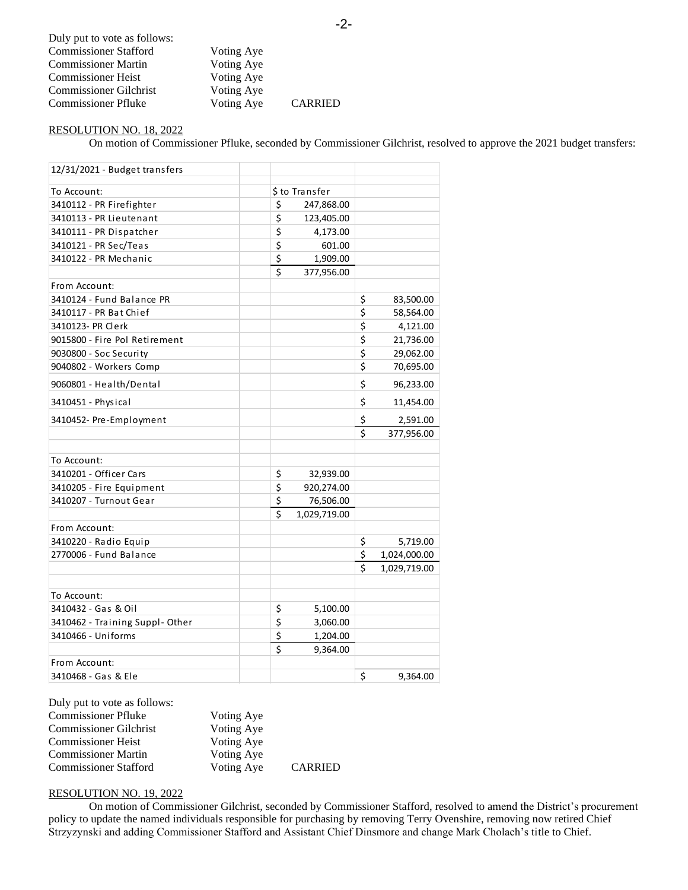Duly put to vote as follows:

| | | |
|---|---|---|
| Commissioner Stafford | Voting Aye | |
| Commissioner Martin | Voting Aye | |
| Commissioner Heist | Voting Aye | |
| Commissioner Gilchrist | Voting Aye | |
| Commissioner Pfluke | Voting Aye | CARRIED |

RESOLUTION NO. 18, 2022

On motion of Commissioner Pfluke, seconded by Commissioner Gilchrist, resolved to approve the 2021 budget transfers:

| 12/31/2021 - Budget transfers | | | |
|---|---|---|---|
| To Account: | | $ to Transfer | |
| 3410112 - PR Firefighter | | $ 247,868.00 | |
| 3410113 - PR Lieutenant | | $ 123,405.00 | |
| 3410111 - PR Dispatcher | | $ 4,173.00 | |
| 3410121 - PR Sec/Teas | | $ 601.00 | |
| 3410122 - PR Mechanic | | $ 1,909.00 | |
| | | $ 377,956.00 | |
| From Account: | | | |
| 3410124 - Fund Balance PR | | | $ 83,500.00 |
| 3410117 - PR Bat Chief | | | $ 58,564.00 |
| 3410123- PR Clerk | | | $ 4,121.00 |
| 9015800 - Fire Pol Retirement | | | $ 21,736.00 |
| 9030800 - Soc Security | | | $ 29,062.00 |
| 9040802 - Workers Comp | | | $ 70,695.00 |
| 9060801 - Health/Dental | | | $ 96,233.00 |
| 3410451 - Physical | | | $ 11,454.00 |
| 3410452- Pre-Employment | | | $ 2,591.00 |
| | | | $ 377,956.00 |
| | | | |
| To Account: | | | |
| 3410201 - Officer Cars | | $ 32,939.00 | |
| 3410205 - Fire Equipment | | $ 920,274.00 | |
| 3410207 - Turnout Gear | | $ 76,506.00 | |
| | | $ 1,029,719.00 | |
| From Account: | | | |
| 3410220 - Radio Equip | | | $ 5,719.00 |
| 2770006 - Fund Balance | | | $ 1,024,000.00 |
| | | | $ 1,029,719.00 |
| | | | |
| To Account: | | | |
| 3410432 - Gas & Oil | | $ 5,100.00 | |
| 3410462 - Training Suppl- Other | | $ 3,060.00 | |
| 3410466 - Uniforms | | $ 1,204.00 | |
| | | $ 9,364.00 | |
| From Account: | | | |
| 3410468 - Gas & Ele | | | $ 9,364.00 |

Duly put to vote as follows:

| | | |
|---|---|---|
| Commissioner Pfluke | Voting Aye | |
| Commissioner Gilchrist | Voting Aye | |
| Commissioner Heist | Voting Aye | |
| Commissioner Martin | Voting Aye | |
| Commissioner Stafford | Voting Aye | CARRIED |

RESOLUTION NO. 19, 2022

On motion of Commissioner Gilchrist, seconded by Commissioner Stafford, resolved to amend the District's procurement policy to update the named individuals responsible for purchasing by removing Terry Ovenshire, removing now retired Chief Strzyzynski and adding Commissioner Stafford and Assistant Chief Dinsmore and change Mark Cholach's title to Chief.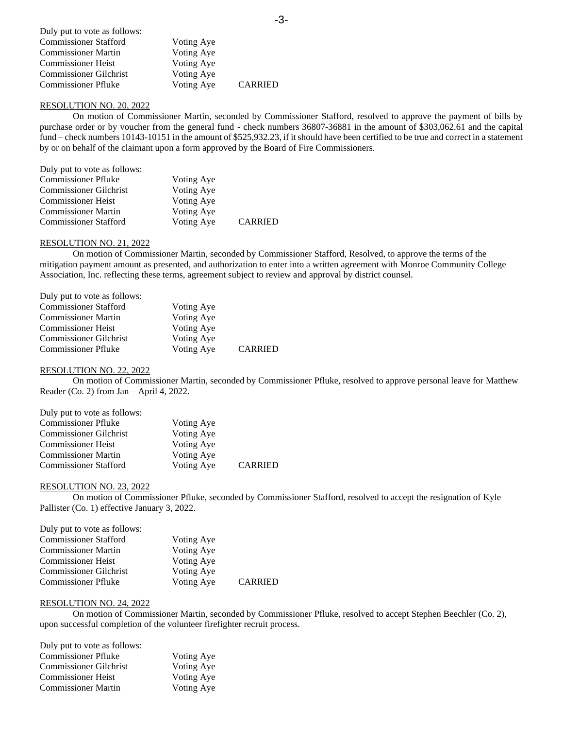Duly put to vote as follows:

| | | |
|---|---|---|
| Commissioner Stafford | Voting Aye | |
| Commissioner Martin | Voting Aye | |
| Commissioner Heist | Voting Aye | |
| Commissioner Gilchrist | Voting Aye | |
| Commissioner Pfluke | Voting Aye | CARRIED |

RESOLUTION NO. 20, 2022

On motion of Commissioner Martin, seconded by Commissioner Stafford, resolved to approve the payment of bills by purchase order or by voucher from the general fund - check numbers 36807-36881 in the amount of $303,062.61 and the capital fund – check numbers 10143-10151 in the amount of $525,932.23, if it should have been certified to be true and correct in a statement by or on behalf of the claimant upon a form approved by the Board of Fire Commissioners.

Duly put to vote as follows:

| | | |
|---|---|---|
| Commissioner Pfluke | Voting Aye | |
| Commissioner Gilchrist | Voting Aye | |
| Commissioner Heist | Voting Aye | |
| Commissioner Martin | Voting Aye | |
| Commissioner Stafford | Voting Aye | CARRIED |

RESOLUTION NO. 21, 2022

On motion of Commissioner Martin, seconded by Commissioner Stafford, Resolved, to approve the terms of the mitigation payment amount as presented, and authorization to enter into a written agreement with Monroe Community College Association, Inc. reflecting these terms, agreement subject to review and approval by district counsel.

Duly put to vote as follows:

| | | |
|---|---|---|
| Commissioner Stafford | Voting Aye | |
| Commissioner Martin | Voting Aye | |
| Commissioner Heist | Voting Aye | |
| Commissioner Gilchrist | Voting Aye | |
| Commissioner Pfluke | Voting Aye | CARRIED |

RESOLUTION NO. 22, 2022

On motion of Commissioner Martin, seconded by Commissioner Pfluke, resolved to approve personal leave for Matthew Reader (Co. 2) from Jan – April 4, 2022.

Duly put to vote as follows:

| | | |
|---|---|---|
| Commissioner Pfluke | Voting Aye | |
| Commissioner Gilchrist | Voting Aye | |
| Commissioner Heist | Voting Aye | |
| Commissioner Martin | Voting Aye | |
| Commissioner Stafford | Voting Aye | CARRIED |

RESOLUTION NO. 23, 2022

On motion of Commissioner Pfluke, seconded by Commissioner Stafford, resolved to accept the resignation of Kyle Pallister (Co. 1) effective January 3, 2022.

Duly put to vote as follows:

| | | |
|---|---|---|
| Commissioner Stafford | Voting Aye | |
| Commissioner Martin | Voting Aye | |
| Commissioner Heist | Voting Aye | |
| Commissioner Gilchrist | Voting Aye | |
| Commissioner Pfluke | Voting Aye | CARRIED |

RESOLUTION NO. 24, 2022

On motion of Commissioner Martin, seconded by Commissioner Pfluke, resolved to accept Stephen Beechler (Co. 2), upon successful completion of the volunteer firefighter recruit process.

Duly put to vote as follows:

| | |
|---|---|
| Commissioner Pfluke | Voting Aye |
| Commissioner Gilchrist | Voting Aye |
| Commissioner Heist | Voting Aye |
| Commissioner Martin | Voting Aye |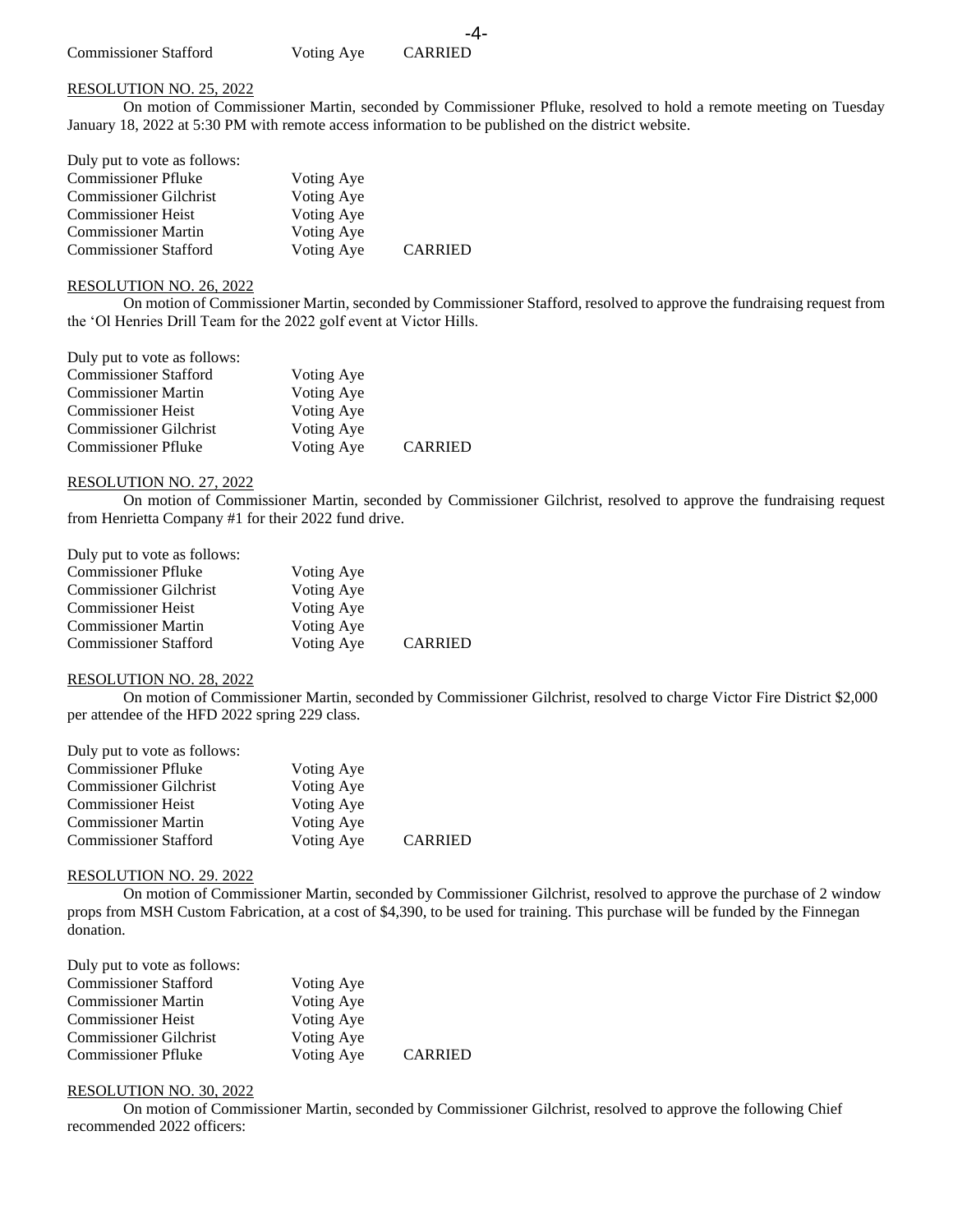Commissioner Stafford Voting Aye CARRIED

RESOLUTION NO. 25, 2022

On motion of Commissioner Martin, seconded by Commissioner Pfluke, resolved to hold a remote meeting on Tuesday January 18, 2022 at 5:30 PM with remote access information to be published on the district website.

Duly put to vote as follows:

| | | |
|---|---|---|
| Commissioner Pfluke | Voting Aye | |
| Commissioner Gilchrist | Voting Aye | |
| Commissioner Heist | Voting Aye | |
| Commissioner Martin | Voting Aye | |
| Commissioner Stafford | Voting Aye | CARRIED |

RESOLUTION NO. 26, 2022

On motion of Commissioner Martin, seconded by Commissioner Stafford, resolved to approve the fundraising request from the 'Ol Henries Drill Team for the 2022 golf event at Victor Hills.

Duly put to vote as follows:

| | | |
|---|---|---|
| Commissioner Stafford | Voting Aye | |
| Commissioner Martin | Voting Aye | |
| Commissioner Heist | Voting Aye | |
| Commissioner Gilchrist | Voting Aye | |
| Commissioner Pfluke | Voting Aye | CARRIED |

RESOLUTION NO. 27, 2022

On motion of Commissioner Martin, seconded by Commissioner Gilchrist, resolved to approve the fundraising request from Henrietta Company #1 for their 2022 fund drive.

Duly put to vote as follows:

| | | |
|---|---|---|
| Commissioner Pfluke | Voting Aye | |
| Commissioner Gilchrist | Voting Aye | |
| Commissioner Heist | Voting Aye | |
| Commissioner Martin | Voting Aye | |
| Commissioner Stafford | Voting Aye | CARRIED |

RESOLUTION NO. 28, 2022

On motion of Commissioner Martin, seconded by Commissioner Gilchrist, resolved to charge Victor Fire District $2,000 per attendee of the HFD 2022 spring 229 class.

Duly put to vote as follows:

| | | |
|---|---|---|
| Commissioner Pfluke | Voting Aye | |
| Commissioner Gilchrist | Voting Aye | |
| Commissioner Heist | Voting Aye | |
| Commissioner Martin | Voting Aye | |
| Commissioner Stafford | Voting Aye | CARRIED |

RESOLUTION NO. 29. 2022

On motion of Commissioner Martin, seconded by Commissioner Gilchrist, resolved to approve the purchase of 2 window props from MSH Custom Fabrication, at a cost of $4,390, to be used for training. This purchase will be funded by the Finnegan donation.

Duly put to vote as follows:

| | | |
|---|---|---|
| Commissioner Stafford | Voting Aye | |
| Commissioner Martin | Voting Aye | |
| Commissioner Heist | Voting Aye | |
| Commissioner Gilchrist | Voting Aye | |
| Commissioner Pfluke | Voting Aye | CARRIED |

RESOLUTION NO. 30, 2022

On motion of Commissioner Martin, seconded by Commissioner Gilchrist, resolved to approve the following Chief recommended 2022 officers: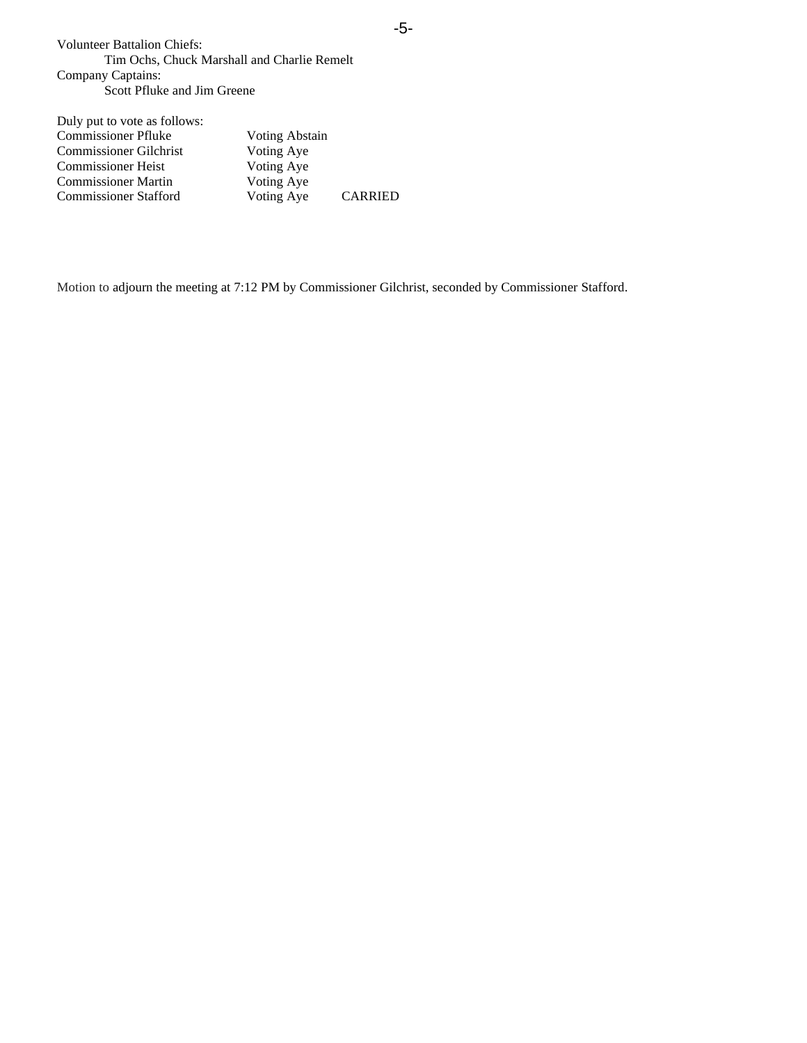Volunteer Battalion Chiefs:

Tim Ochs, Chuck Marshall and Charlie Remelt

Company Captains:

Scott Pfluke and Jim Greene

Duly put to vote as follows:

| | | |
|---|---|---|
| Commissioner Pfluke | Voting Abstain | |
| Commissioner Gilchrist | Voting Aye | |
| Commissioner Heist | Voting Aye | |
| Commissioner Martin | Voting Aye | |
| Commissioner Stafford | Voting Aye | CARRIED |

Motion to adjourn the meeting at 7:12 PM by Commissioner Gilchrist, seconded by Commissioner Stafford.